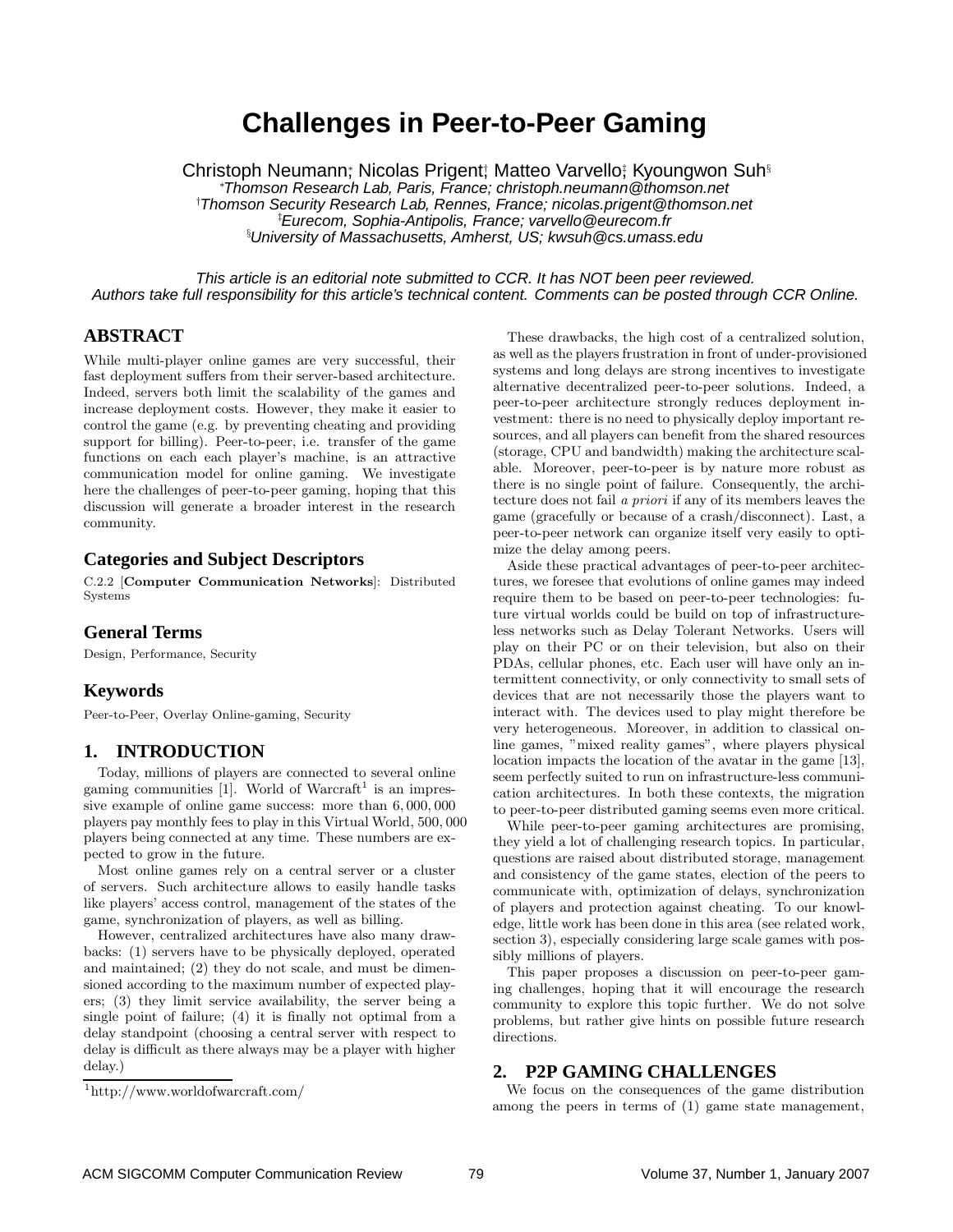# Challenges in Peer-to-Peer Gaming

Christoph Neumann[*], Nicolas Prigent[†], Matteo Varvello[‡], Kyoungwon Suh[§]

[*]*Thomson Research Lab, Paris, France; christoph.neumann@thomson.net*
[†]*Thomson Security Research Lab, Rennes, France; nicolas.prigent@thomson.net*
[‡]*Eurecom, Sophia-Antipolis, France; varvello@eurecom.fr*
[§]*University of Massachusetts, Amherst, US; kwsuh@cs.umass.edu*

*This article is an editorial note submitted to CCR. It has NOT been peer reviewed. Authors take full responsibility for this article's technical content. Comments can be posted through CCR Online.*

## ABSTRACT

While multi-player online games are very successful, their fast deployment suffers from their server-based architecture. Indeed, servers both limit the scalability of the games and increase deployment costs. However, they make it easier to control the game (e.g. by preventing cheating and providing support for billing). Peer-to-peer, i.e. transfer of the game functions on each each player's machine, is an attractive communication model for online gaming. We investigate here the challenges of peer-to-peer gaming, hoping that this discussion will generate a broader interest in the research community.

## Categories and Subject Descriptors

C.2.2 [**Computer Communication Networks**]: Distributed Systems

## General Terms

Design, Performance, Security

## Keywords

Peer-to-Peer, Overlay Online-gaming, Security

## 1. INTRODUCTION

Today, millions of players are connected to several online gaming communities [1]. World of Warcraft[1] is an impressive example of online game success: more than 6, 000, 000 players pay monthly fees to play in this Virtual World, 500, 000 players being connected at any time. These numbers are expected to grow in the future.

Most online games rely on a central server or a cluster of servers. Such architecture allows to easily handle tasks like players' access control, management of the states of the game, synchronization of players, as well as billing.

However, centralized architectures have also many drawbacks: (1) servers have to be physically deployed, operated and maintained; (2) they do not scale, and must be dimensioned according to the maximum number of expected players; (3) they limit service availability, the server being a single point of failure; (4) it is finally not optimal from a delay standpoint (choosing a central server with respect to delay is difficult as there always may be a player with higher delay.)

[1]http://www.worldofwarcraft.com/

These drawbacks, the high cost of a centralized solution, as well as the players frustration in front of under-provisioned systems and long delays are strong incentives to investigate alternative decentralized peer-to-peer solutions. Indeed, a peer-to-peer architecture strongly reduces deployment investment: there is no need to physically deploy important resources, and all players can benefit from the shared resources (storage, CPU and bandwidth) making the architecture scalable. Moreover, peer-to-peer is by nature more robust as there is no single point of failure. Consequently, the architecture does not fail *a priori* if any of its members leaves the game (gracefully or because of a crash/disconnect). Last, a peer-to-peer network can organize itself very easily to optimize the delay among peers.

Aside these practical advantages of peer-to-peer architectures, we foresee that evolutions of online games may indeed require them to be based on peer-to-peer technologies: future virtual worlds could be build on top of infrastructureless networks such as Delay Tolerant Networks. Users will play on their PC or on their television, but also on their PDAs, cellular phones, etc. Each user will have only an intermittent connectivity, or only connectivity to small sets of devices that are not necessarily those the players want to interact with. The devices used to play might therefore be very heterogeneous. Moreover, in addition to classical online games, "mixed reality games", where players physical location impacts the location of the avatar in the game [13], seem perfectly suited to run on infrastructure-less communication architectures. In both these contexts, the migration to peer-to-peer distributed gaming seems even more critical.

While peer-to-peer gaming architectures are promising, they yield a lot of challenging research topics. In particular, questions are raised about distributed storage, management and consistency of the game states, election of the peers to communicate with, optimization of delays, synchronization of players and protection against cheating. To our knowledge, little work has been done in this area (see related work, section 3), especially considering large scale games with possibly millions of players.

This paper proposes a discussion on peer-to-peer gaming challenges, hoping that it will encourage the research community to explore this topic further. We do not solve problems, but rather give hints on possible future research directions.

## 2. P2P GAMING CHALLENGES

We focus on the consequences of the game distribution among the peers in terms of (1) game state management,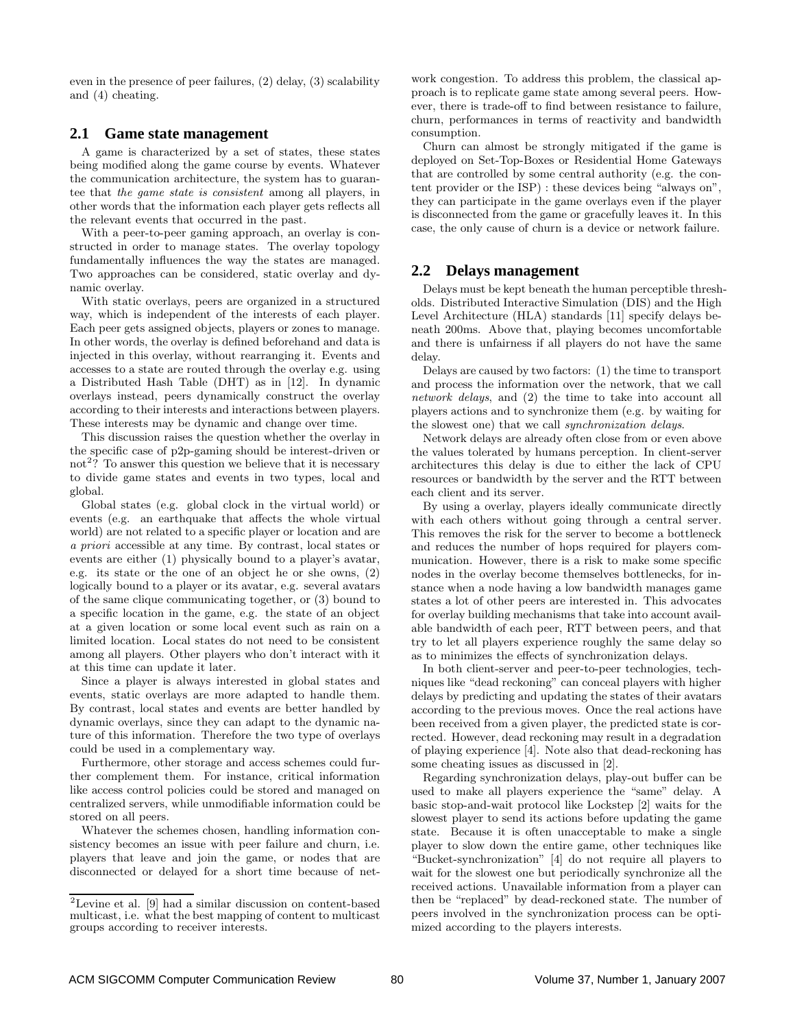even in the presence of peer failures, (2) delay, (3) scalability and (4) cheating.

## 2.1 Game state management

A game is characterized by a set of states, these states being modified along the game course by events. Whatever the communication architecture, the system has to guarantee that *the game state is consistent* among all players, in other words that the information each player gets reflects all the relevant events that occurred in the past.

With a peer-to-peer gaming approach, an overlay is constructed in order to manage states. The overlay topology fundamentally influences the way the states are managed. Two approaches can be considered, static overlay and dynamic overlay.

With static overlays, peers are organized in a structured way, which is independent of the interests of each player. Each peer gets assigned objects, players or zones to manage. In other words, the overlay is defined beforehand and data is injected in this overlay, without rearranging it. Events and accesses to a state are routed through the overlay e.g. using a Distributed Hash Table (DHT) as in [12]. In dynamic overlays instead, peers dynamically construct the overlay according to their interests and interactions between players. These interests may be dynamic and change over time.

This discussion raises the question whether the overlay in the specific case of p2p-gaming should be interest-driven or not[2]? To answer this question we believe that it is necessary to divide game states and events in two types, local and global.

Global states (e.g. global clock in the virtual world) or events (e.g. an earthquake that affects the whole virtual world) are not related to a specific player or location and are *a priori* accessible at any time. By contrast, local states or events are either (1) physically bound to a player's avatar, e.g. its state or the one of an object he or she owns, (2) logically bound to a player or its avatar, e.g. several avatars of the same clique communicating together, or (3) bound to a specific location in the game, e.g. the state of an object at a given location or some local event such as rain on a limited location. Local states do not need to be consistent among all players. Other players who don't interact with it at this time can update it later.

Since a player is always interested in global states and events, static overlays are more adapted to handle them. By contrast, local states and events are better handled by dynamic overlays, since they can adapt to the dynamic nature of this information. Therefore the two type of overlays could be used in a complementary way.

Furthermore, other storage and access schemes could further complement them. For instance, critical information like access control policies could be stored and managed on centralized servers, while unmodifiable information could be stored on all peers.

Whatever the schemes chosen, handling information consistency becomes an issue with peer failure and churn, i.e. players that leave and join the game, or nodes that are disconnected or delayed for a short time because of network congestion. To address this problem, the classical approach is to replicate game state among several peers. However, there is trade-off to find between resistance to failure, churn, performances in terms of reactivity and bandwidth consumption.

Churn can almost be strongly mitigated if the game is deployed on Set-Top-Boxes or Residential Home Gateways that are controlled by some central authority (e.g. the content provider or the ISP) : these devices being "always on", they can participate in the game overlays even if the player is disconnected from the game or gracefully leaves it. In this case, the only cause of churn is a device or network failure.

[2] Levine et al. [9] had a similar discussion on content-based multicast, i.e. what the best mapping of content to multicast groups according to receiver interests.

## 2.2 Delays management

Delays must be kept beneath the human perceptible thresholds. Distributed Interactive Simulation (DIS) and the High Level Architecture (HLA) standards [11] specify delays beneath 200ms. Above that, playing becomes uncomfortable and there is unfairness if all players do not have the same delay.

Delays are caused by two factors: (1) the time to transport and process the information over the network, that we call *network delays*, and (2) the time to take into account all players actions and to synchronize them (e.g. by waiting for the slowest one) that we call *synchronization delays*.

Network delays are already often close from or even above the values tolerated by humans perception. In client-server architectures this delay is due to either the lack of CPU resources or bandwidth by the server and the RTT between each client and its server.

By using a overlay, players ideally communicate directly with each others without going through a central server. This removes the risk for the server to become a bottleneck and reduces the number of hops required for players communication. However, there is a risk to make some specific nodes in the overlay become themselves bottlenecks, for instance when a node having a low bandwidth manages game states a lot of other peers are interested in. This advocates for overlay building mechanisms that take into account available bandwidth of each peer, RTT between peers, and that try to let all players experience roughly the same delay so as to minimizes the effects of synchronization delays.

In both client-server and peer-to-peer technologies, techniques like "dead reckoning" can conceal players with higher delays by predicting and updating the states of their avatars according to the previous moves. Once the real actions have been received from a given player, the predicted state is corrected. However, dead reckoning may result in a degradation of playing experience [4]. Note also that dead-reckoning has some cheating issues as discussed in [2].

Regarding synchronization delays, play-out buffer can be used to make all players experience the "same" delay. A basic stop-and-wait protocol like Lockstep [2] waits for the slowest player to send its actions before updating the game state. Because it is often unacceptable to make a single player to slow down the entire game, other techniques like "Bucket-synchronization" [4] do not require all players to wait for the slowest one but periodically synchronize all the received actions. Unavailable information from a player can then be "replaced" by dead-reckoned state. The number of peers involved in the synchronization process can be optimized according to the players interests.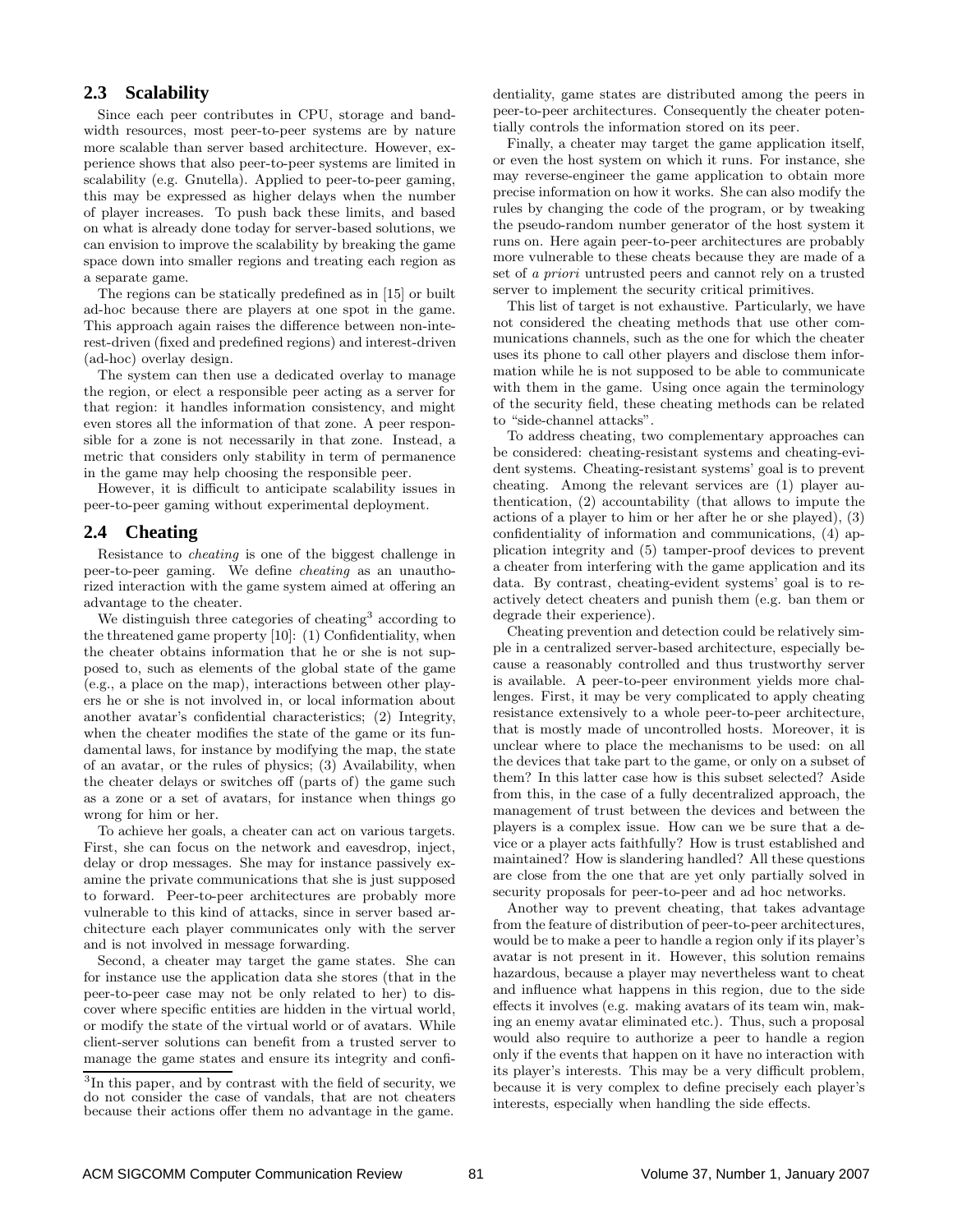## 2.3 Scalability

Since each peer contributes in CPU, storage and bandwidth resources, most peer-to-peer systems are by nature more scalable than server based architecture. However, experience shows that also peer-to-peer systems are limited in scalability (e.g. Gnutella). Applied to peer-to-peer gaming, this may be expressed as higher delays when the number of player increases. To push back these limits, and based on what is already done today for server-based solutions, we can envision to improve the scalability by breaking the game space down into smaller regions and treating each region as a separate game.

The regions can be statically predefined as in [15] or built ad-hoc because there are players at one spot in the game. This approach again raises the difference between non-interest-driven (fixed and predefined regions) and interest-driven (ad-hoc) overlay design.

The system can then use a dedicated overlay to manage the region, or elect a responsible peer acting as a server for that region: it handles information consistency, and might even stores all the information of that zone. A peer responsible for a zone is not necessarily in that zone. Instead, a metric that considers only stability in term of permanence in the game may help choosing the responsible peer.

However, it is difficult to anticipate scalability issues in peer-to-peer gaming without experimental deployment.

## 2.4 Cheating

Resistance to *cheating* is one of the biggest challenge in peer-to-peer gaming. We define *cheating* as an unauthorized interaction with the game system aimed at offering an advantage to the cheater.

We distinguish three categories of cheating[3] according to the threatened game property [10]: (1) Confidentiality, when the cheater obtains information that he or she is not supposed to, such as elements of the global state of the game (e.g., a place on the map), interactions between other players he or she is not involved in, or local information about another avatar's confidential characteristics; (2) Integrity, when the cheater modifies the state of the game or its fundamental laws, for instance by modifying the map, the state of an avatar, or the rules of physics; (3) Availability, when the cheater delays or switches off (parts of) the game such as a zone or a set of avatars, for instance when things go wrong for him or her.

To achieve her goals, a cheater can act on various targets. First, she can focus on the network and eavesdrop, inject, delay or drop messages. She may for instance passively examine the private communications that she is just supposed to forward. Peer-to-peer architectures are probably more vulnerable to this kind of attacks, since in server based architecture each player communicates only with the server and is not involved in message forwarding.

Second, a cheater may target the game states. She can for instance use the application data she stores (that in the peer-to-peer case may not be only related to her) to discover where specific entities are hidden in the virtual world, or modify the state of the virtual world or of avatars. While client-server solutions can benefit from a trusted server to manage the game states and ensure its integrity and confidentiality, game states are distributed among the peers in peer-to-peer architectures. Consequently the cheater potentially controls the information stored on its peer.

Finally, a cheater may target the game application itself, or even the host system on which it runs. For instance, she may reverse-engineer the game application to obtain more precise information on how it works. She can also modify the rules by changing the code of the program, or by tweaking the pseudo-random number generator of the host system it runs on. Here again peer-to-peer architectures are probably more vulnerable to these cheats because they are made of a set of *a priori* untrusted peers and cannot rely on a trusted server to implement the security critical primitives.

This list of target is not exhaustive. Particularly, we have not considered the cheating methods that use other communications channels, such as the one for which the cheater uses its phone to call other players and disclose them information while he is not supposed to be able to communicate with them in the game. Using once again the terminology of the security field, these cheating methods can be related to "side-channel attacks".

To address cheating, two complementary approaches can be considered: cheating-resistant systems and cheating-evident systems. Cheating-resistant systems' goal is to prevent cheating. Among the relevant services are (1) player authentication, (2) accountability (that allows to impute the actions of a player to him or her after he or she played), (3) confidentiality of information and communications, (4) application integrity and (5) tamper-proof devices to prevent a cheater from interfering with the game application and its data. By contrast, cheating-evident systems' goal is to reactively detect cheaters and punish them (e.g. ban them or degrade their experience).

Cheating prevention and detection could be relatively simple in a centralized server-based architecture, especially because a reasonably controlled and thus trustworthy server is available. A peer-to-peer environment yields more challenges. First, it may be very complicated to apply cheating resistance extensively to a whole peer-to-peer architecture, that is mostly made of uncontrolled hosts. Moreover, it is unclear where to place the mechanisms to be used: on all the devices that take part to the game, or only on a subset of them? In this latter case how is this subset selected? Aside from this, in the case of a fully decentralized approach, the management of trust between the devices and between the players is a complex issue. How can we be sure that a device or a player acts faithfully? How is trust established and maintained? How is slandering handled? All these questions are close from the one that are yet only partially solved in security proposals for peer-to-peer and ad hoc networks.

Another way to prevent cheating, that takes advantage from the feature of distribution of peer-to-peer architectures, would be to make a peer to handle a region only if its player's avatar is not present in it. However, this solution remains hazardous, because a player may nevertheless want to cheat and influence what happens in this region, due to the side effects it involves (e.g. making avatars of its team win, making an enemy avatar eliminated etc.). Thus, such a proposal would also require to authorize a peer to handle a region only if the events that happen on it have no interaction with its player's interests. This may be a very difficult problem, because it is very complex to define precisely each player's interests, especially when handling the side effects.

[3] In this paper, and by contrast with the field of security, we do not consider the case of vandals, that are not cheaters because their actions offer them no advantage in the game.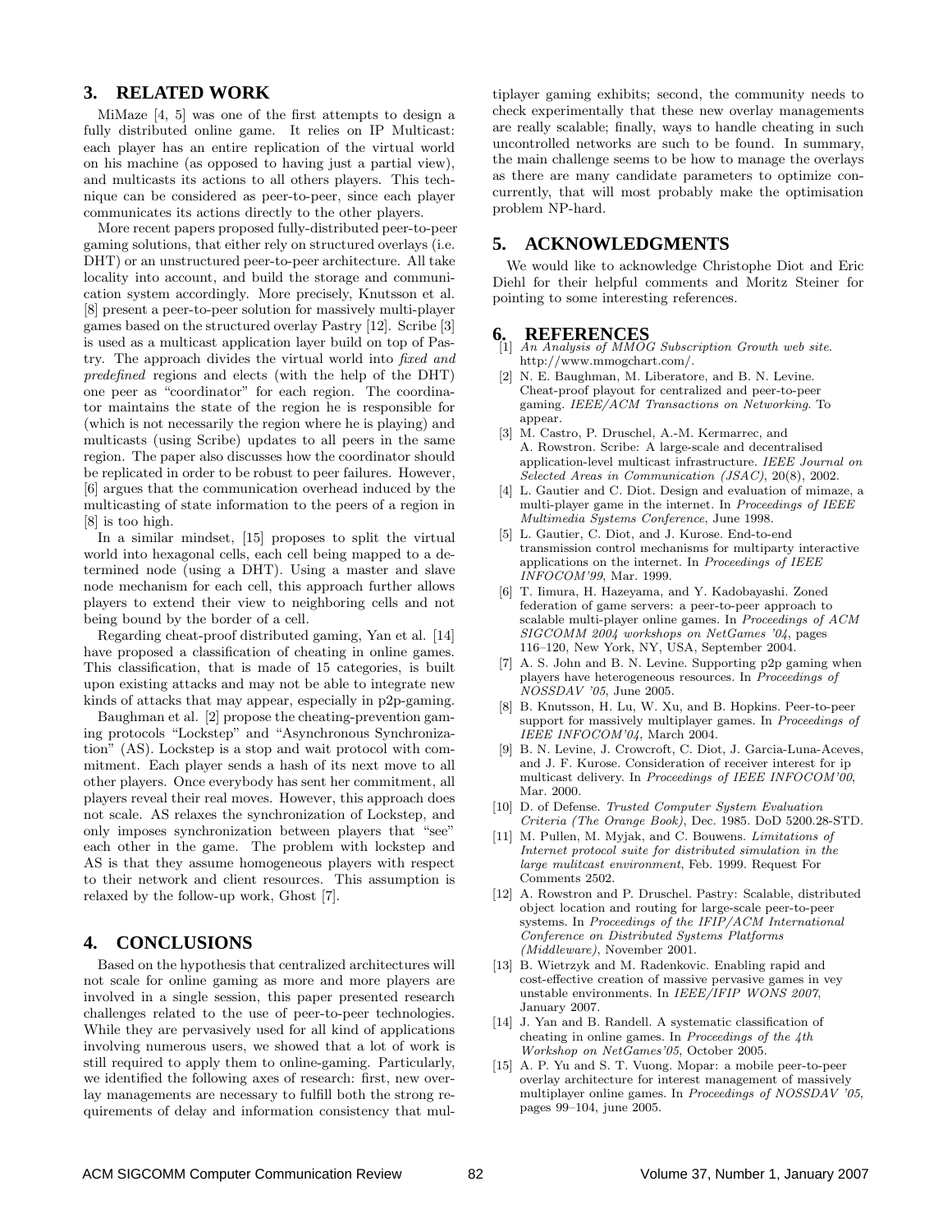## 3. RELATED WORK

MiMaze [4, 5] was one of the first attempts to design a fully distributed online game. It relies on IP Multicast: each player has an entire replication of the virtual world on his machine (as opposed to having just a partial view), and multicasts its actions to all others players. This technique can be considered as peer-to-peer, since each player communicates its actions directly to the other players.

More recent papers proposed fully-distributed peer-to-peer gaming solutions, that either rely on structured overlays (i.e. DHT) or an unstructured peer-to-peer architecture. All take locality into account, and build the storage and communication system accordingly. More precisely, Knutsson et al. [8] present a peer-to-peer solution for massively multi-player games based on the structured overlay Pastry [12]. Scribe [3] is used as a multicast application layer build on top of Pastry. The approach divides the virtual world into *fixed and predefined* regions and elects (with the help of the DHT) one peer as "coordinator" for each region. The coordinator maintains the state of the region he is responsible for (which is not necessarily the region where he is playing) and multicasts (using Scribe) updates to all peers in the same region. The paper also discusses how the coordinator should be replicated in order to be robust to peer failures. However, [6] argues that the communication overhead induced by the multicasting of state information to the peers of a region in [8] is too high.

In a similar mindset, [15] proposes to split the virtual world into hexagonal cells, each cell being mapped to a determined node (using a DHT). Using a master and slave node mechanism for each cell, this approach further allows players to extend their view to neighboring cells and not being bound by the border of a cell.

Regarding cheat-proof distributed gaming, Yan et al. [14] have proposed a classification of cheating in online games. This classification, that is made of 15 categories, is built upon existing attacks and may not be able to integrate new kinds of attacks that may appear, especially in p2p-gaming.

Baughman et al. [2] propose the cheating-prevention gaming protocols "Lockstep" and "Asynchronous Synchronization" (AS). Lockstep is a stop and wait protocol with commitment. Each player sends a hash of its next move to all other players. Once everybody has sent her commitment, all players reveal their real moves. However, this approach does not scale. AS relaxes the synchronization of Lockstep, and only imposes synchronization between players that "see" each other in the game. The problem with lockstep and AS is that they assume homogeneous players with respect to their network and client resources. This assumption is relaxed by the follow-up work, Ghost [7].

## 4. CONCLUSIONS

Based on the hypothesis that centralized architectures will not scale for online gaming as more and more players are involved in a single session, this paper presented research challenges related to the use of peer-to-peer technologies. While they are pervasively used for all kind of applications involving numerous users, we showed that a lot of work is still required to apply them to online-gaming. Particularly, we identified the following axes of research: first, new overlay managements are necessary to fulfill both the strong requirements of delay and information consistency that multiplayer gaming exhibits; second, the community needs to check experimentally that these new overlay managements are really scalable; finally, ways to handle cheating in such uncontrolled networks are such to be found. In summary, the main challenge seems to be how to manage the overlays as there are many candidate parameters to optimize concurrently, that will most probably make the optimisation problem NP-hard.

## 5. ACKNOWLEDGMENTS

We would like to acknowledge Christophe Diot and Eric Diehl for their helpful comments and Moritz Steiner for pointing to some interesting references.

## 6. REFERENCES

[1] *An Analysis of MMOG Subscription Growth web site*. http://www.mmogchart.com/.

[2] N. E. Baughman, M. Liberatore, and B. N. Levine. Cheat-proof playout for centralized and peer-to-peer gaming. *IEEE/ACM Transactions on Networking*. To appear.

[3] M. Castro, P. Druschel, A.-M. Kermarrec, and A. Rowstron. Scribe: A large-scale and decentralised application-level multicast infrastructure. *IEEE Journal on Selected Areas in Communication (JSAC)*, 20(8), 2002.

[4] L. Gautier and C. Diot. Design and evaluation of mimaze, a multi-player game in the internet. In *Proceedings of IEEE Multimedia Systems Conference*, June 1998.

[5] L. Gautier, C. Diot, and J. Kurose. End-to-end transmission control mechanisms for multiparty interactive applications on the internet. In *Proceedings of IEEE INFOCOM'99*, Mar. 1999.

[6] T. Iimura, H. Hazeyama, and Y. Kadobayashi. Zoned federation of game servers: a peer-to-peer approach to scalable multi-player online games. In *Proceedings of ACM SIGCOMM 2004 workshops on NetGames '04*, pages 116–120, New York, NY, USA, September 2004.

[7] A. S. John and B. N. Levine. Supporting p2p gaming when players have heterogeneous resources. In *Proceedings of NOSSDAV '05*, June 2005.

[8] B. Knutsson, H. Lu, W. Xu, and B. Hopkins. Peer-to-peer support for massively multiplayer games. In *Proceedings of IEEE INFOCOM'04*, March 2004.

[9] B. N. Levine, J. Crowcroft, C. Diot, J. Garcia-Luna-Aceves, and J. F. Kurose. Consideration of receiver interest for ip multicast delivery. In *Proceedings of IEEE INFOCOM'00*, Mar. 2000.

[10] D. of Defense. *Trusted Computer System Evaluation Criteria (The Orange Book)*, Dec. 1985. DoD 5200.28-STD.

[11] M. Pullen, M. Myjak, and C. Bouwens. *Limitations of Internet protocol suite for distributed simulation in the large mulitcast environment*, Feb. 1999. Request For Comments 2502.

[12] A. Rowstron and P. Druschel. Pastry: Scalable, distributed object location and routing for large-scale peer-to-peer systems. In *Proceedings of the IFIP/ACM International Conference on Distributed Systems Platforms (Middleware)*, November 2001.

[13] B. Wietrzyk and M. Radenkovic. Enabling rapid and cost-effective creation of massive pervasive games in vey unstable environments. In *IEEE/IFIP WONS 2007*, January 2007.

[14] J. Yan and B. Randell. A systematic classification of cheating in online games. In *Proceedings of the 4th Workshop on NetGames'05*, October 2005.

[15] A. P. Yu and S. T. Vuong. Mopar: a mobile peer-to-peer overlay architecture for interest management of massively multiplayer online games. In *Proceedings of NOSSDAV '05*, pages 99–104, june 2005.